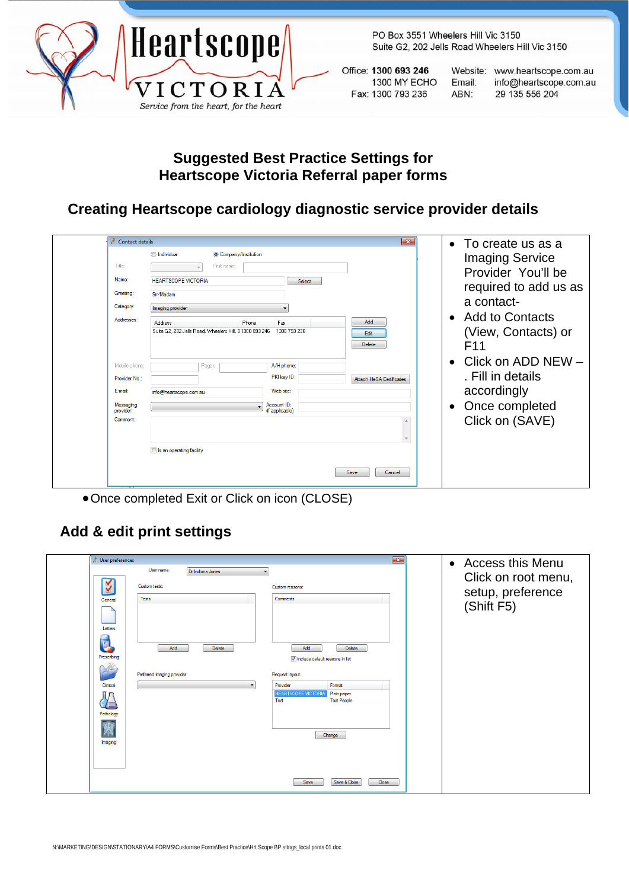**Heartscope VICTORIA**
*Service from the heart, for the heart*

PO Box 3551 Wheelers Hill Vic 3150
Suite G2, 202 Jells Road Wheelers Hill Vic 3150

Office: **1300 693 246**
1300 MY ECHO
Fax: 1300 793 236

Website: www.heartscope.com.au
Email: info@heartscope.com.au
ABN: 29 135 556 204

# Suggested Best Practice Settings for Heartscope Victoria Referral paper forms

## Creating Heartscope cardiology diagnostic service provider details

- To create us as a Imaging Service Provider You'll be required to add us as a contact-
- Add to Contacts (View, Contacts) or F11
- Click on ADD NEW – . Fill in details accordingly
- Once completed Click on (SAVE)

- Once completed Exit or Click on icon (CLOSE)

## Add & edit print settings

- Access this Menu Click on root menu, setup, preference (Shift F5)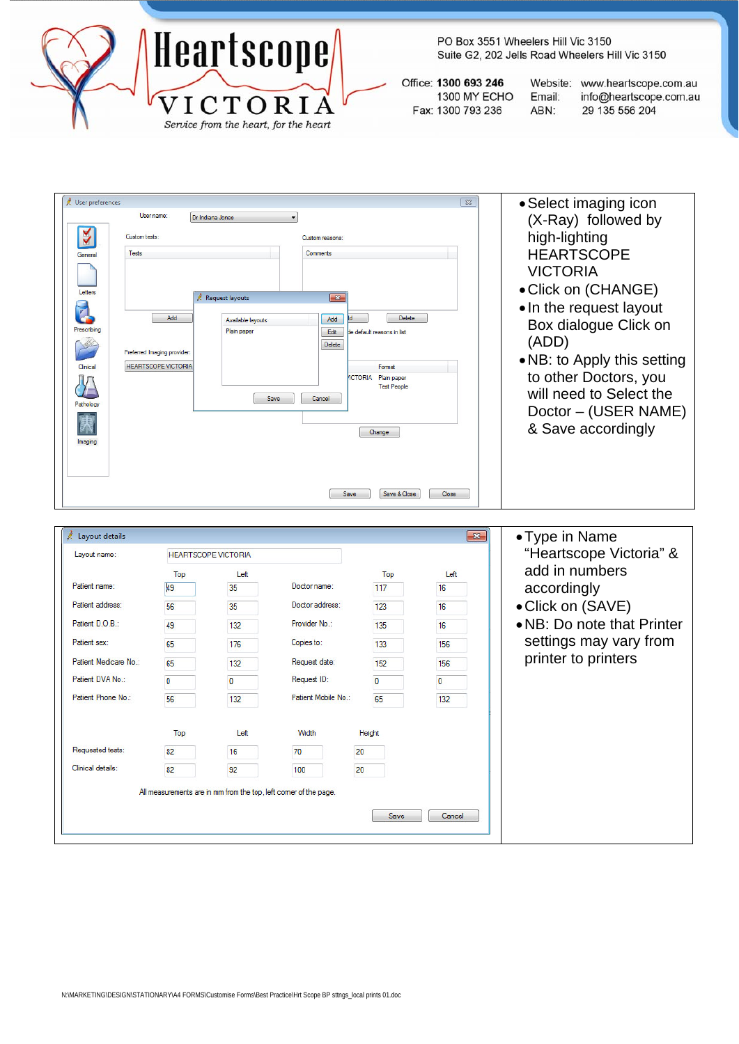**Heartscope VICTORIA**

*Service from the heart, for the heart*

PO Box 3551 Wheelers Hill Vic 3150
Suite G2, 202 Jells Road Wheelers Hill Vic 3150

Office: **1300 693 246**
1300 MY ECHO
Fax: 1300 793 236

Website: www.heartscope.com.au
Email: info@heartscope.com.au
ABN: 29 135 556 204

| | |
|---|---|
| User preferences (screenshot) | • Select imaging icon (X-Ray) followed by high-lighting HEARTSCOPE VICTORIA<br>• Click on (CHANGE)<br>• In the request layout Box dialogue Click on (ADD)<br>• NB: to Apply this setting to other Doctors, you will need to Select the Doctor – (USER NAME) & Save accordingly |

| | |
|---|---|
| Layout details (screenshot) | • Type in Name “Heartscope Victoria” & add in numbers accordingly<br>• Click on (SAVE)<br>• NB: Do note that Printer settings may vary from printer to printers |

**Layout details**

Layout name: HEARTSCOPE VICTORIA

| | Top | Left | | Top | Left |
|---|---|---|---|---|---|
| Patient name: | 49 | 35 | Doctor name: | 117 | 16 |
| Patient address: | 56 | 35 | Doctor address: | 123 | 16 |
| Patient D.O.B.: | 49 | 132 | Provider No.: | 135 | 16 |
| Patient sex: | 65 | 176 | Copies to: | 133 | 156 |
| Patient Medicare No.: | 65 | 132 | Request date: | 152 | 156 |
| Patient DVA No.: | 0 | 0 | Request ID: | 0 | 0 |
| Patient Phone No.: | 56 | 132 | Patient Mobile No.: | 65 | 132 |

| | Top | Left | Width | Height |
|---|---|---|---|---|
| Requested tests: | 82 | 16 | 70 | 20 |
| Clinical details: | 82 | 92 | 100 | 20 |

All measurements are in mm from the top, left corner of the page.

N:\MARKETING\DESIGN\STATIONARY\A4 FORMS\Customise Forms\Best Practice\Hrt Scope BP sttngs_local prints 01.doc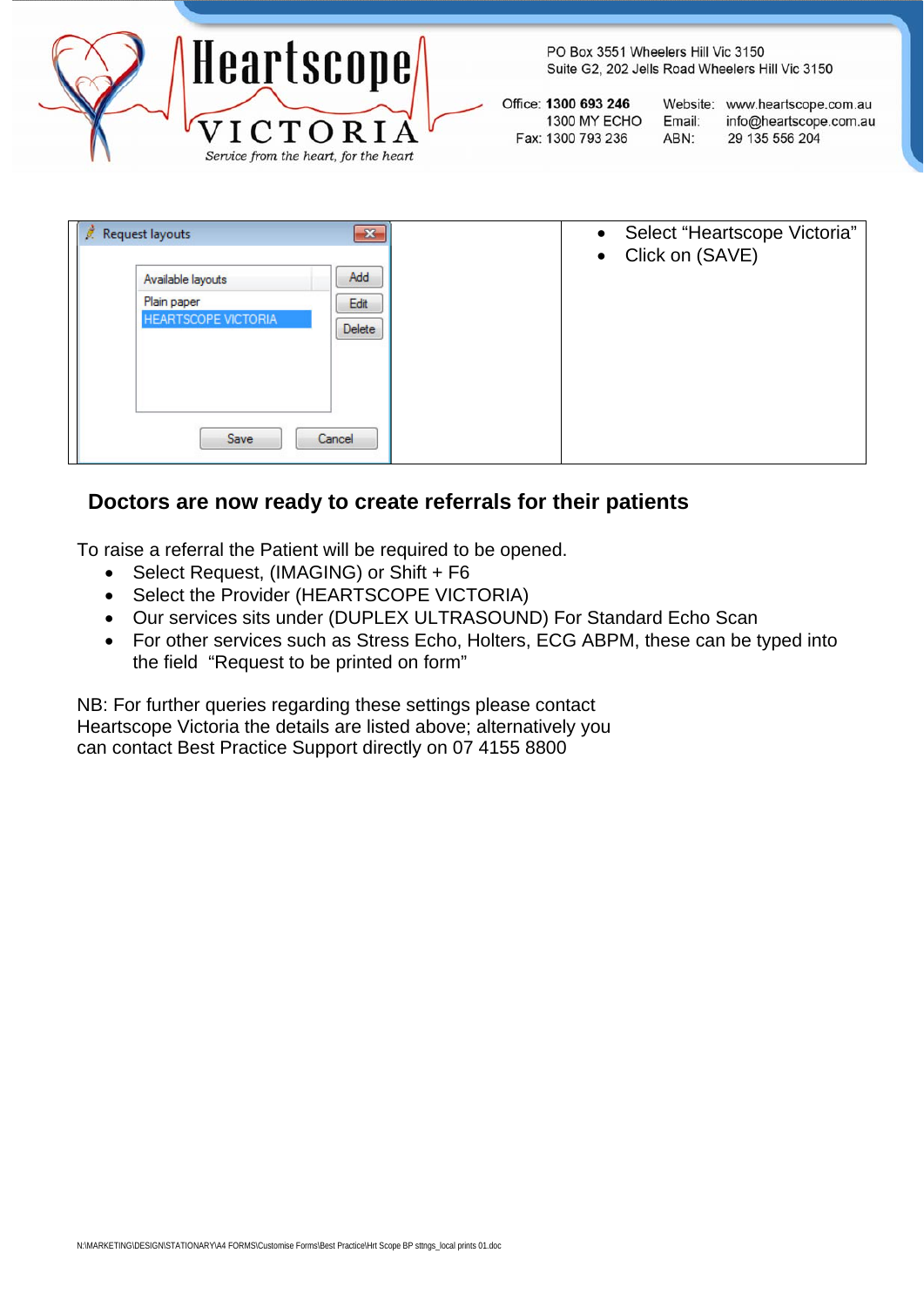| | |
|---|---|
| Request layouts<br>Available layouts<br>Plain paper<br>HEARTSCOPE VICTORIA<br>Add<br>Edit<br>Delete<br>Save<br>Cancel | • Select "Heartscope Victoria"<br>• Click on (SAVE) |

## Doctors are now ready to create referrals for their patients

To raise a referral the Patient will be required to be opened.

- Select Request, (IMAGING) or Shift + F6
- Select the Provider (HEARTSCOPE VICTORIA)
- Our services sits under (DUPLEX ULTRASOUND) For Standard Echo Scan
- For other services such as Stress Echo, Holters, ECG ABPM, these can be typed into the field "Request to be printed on form"

NB: For further queries regarding these settings please contact Heartscope Victoria the details are listed above; alternatively you can contact Best Practice Support directly on 07 4155 8800